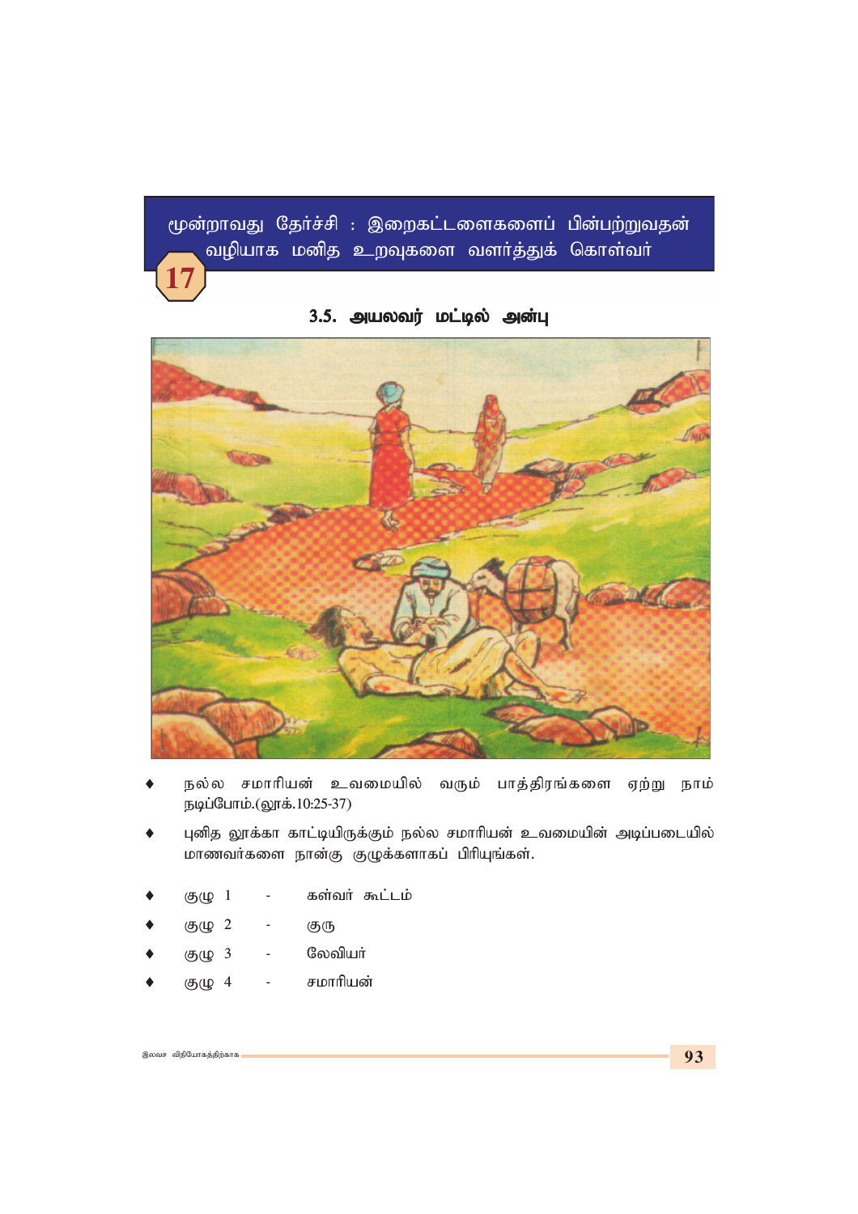மூன்றாவது தேர்ச்சி : இறைகட்டளைகளைப் பின்பற்றுவதன் வழியாக மனித உறவுகளை வளர்த்துக் கொள்வர்

17

## 3.5. அயலவர் மட்டில் அன்பு

- நல்ல சமாரியன் உவமையில் வரும் பாத்திரங்களை ஏற்று நாம் நடிப்போம்.(லூக்.10:25-37)
- புனித லூக்கா காட்டியிருக்கும் நல்ல சமாரியன் உவமையின் அடிப்படையில் மாணவர்களை நான்கு குழுக்களாகப் பிரியுங்கள்.

- குழு 1 - கள்வர் கூட்டம்
- குழு 2 - குரு
- குழு 3 - லேவியர்
- குழு 4 - சமாரியன்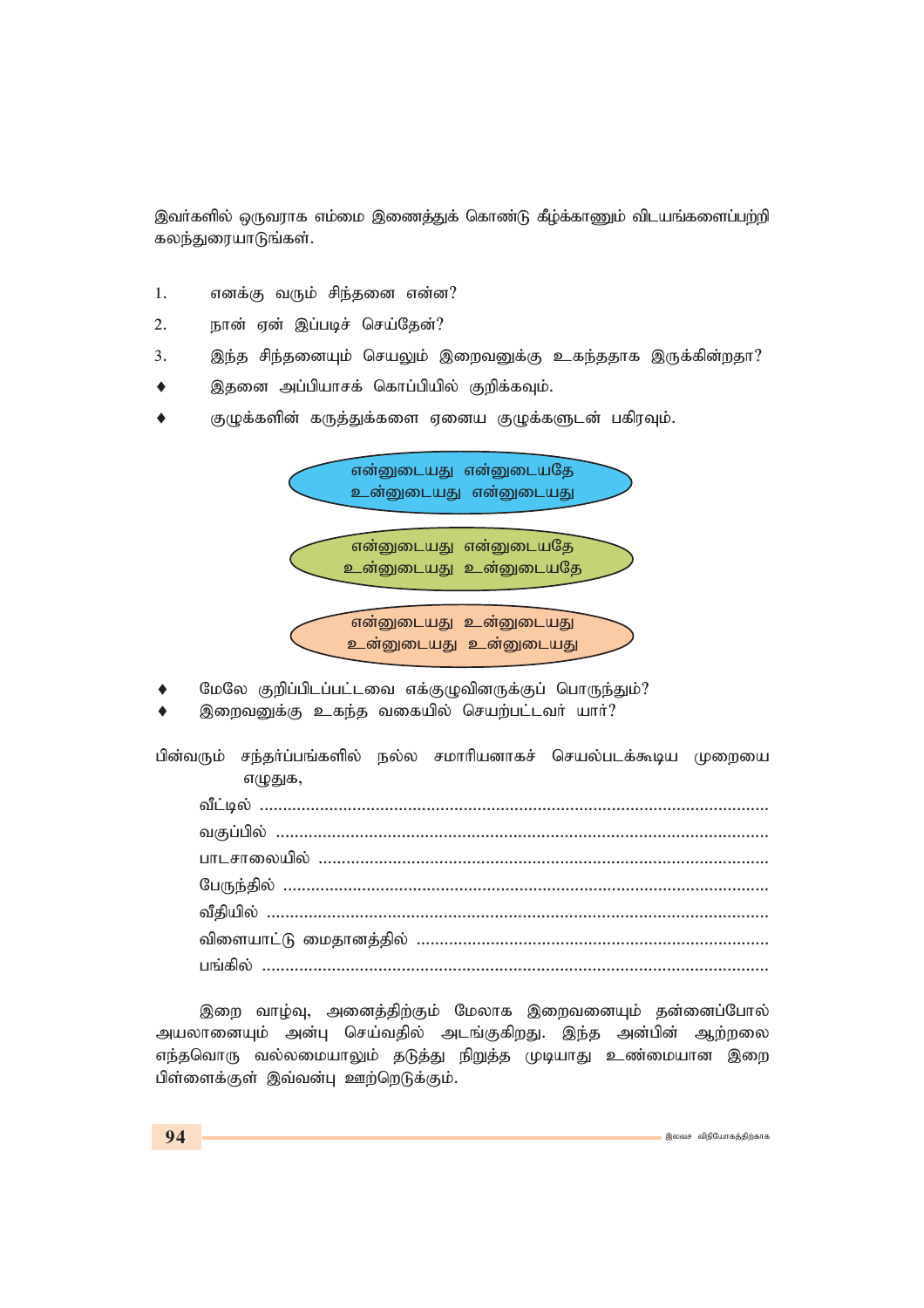இவர்களில் ஒருவராக எம்மை இணைத்துக் கொண்டு கீழ்க்காணும் விடயங்களைப்பற்றி கலந்துரையாடுங்கள்.

1. எனக்கு வரும் சிந்தனை என்ன?
2. நான் ஏன் இப்படிச் செய்தேன்?
3. இந்த சிந்தனையும் செயலும் இறைவனுக்கு உகந்ததாக இருக்கின்றதா?

- இதனை அப்பியாசக் கொப்பியில் குறிக்கவும்.
- குழுக்களின் கருத்துக்களை ஏனைய குழுக்களுடன் பகிரவும்.

என்னுடையது என்னுடையதே
உன்னுடையது என்னுடையது

என்னுடையது என்னுடையதே
உன்னுடையது உன்னுடையதே

என்னுடையது உன்னுடையது
உன்னுடையது உன்னுடையது

- மேலே குறிப்பிடப்பட்டவை எக்குழுவினருக்குப் பொருந்தும்?
- இறைவனுக்கு உகந்த வகையில் செயற்பட்டவர் யார்?

பின்வரும் சந்தர்ப்பங்களில் நல்ல சமாரியனாகச் செயல்படக்கூடிய முறையை எழுதுக,

வீட்டில் ..........................................................................................

வகுப்பில் ..........................................................................................

பாடசாலையில் ..........................................................................................

பேருந்தில் ..........................................................................................

வீதியில் ..........................................................................................

விளையாட்டு மைதானத்தில் ..........................................................................................

பங்கில் ..........................................................................................

இறை வாழ்வு, அனைத்திற்கும் மேலாக இறைவனையும் தன்னைப்போல் அயலானையும் அன்பு செய்வதில் அடங்குகிறது. இந்த அன்பின் ஆற்றலை எந்தவொரு வல்லமையாலும் தடுத்து நிறுத்த முடியாது உண்மையான இறை பிள்ளைக்குள் இவ்வன்பு ஊற்றெடுக்கும்.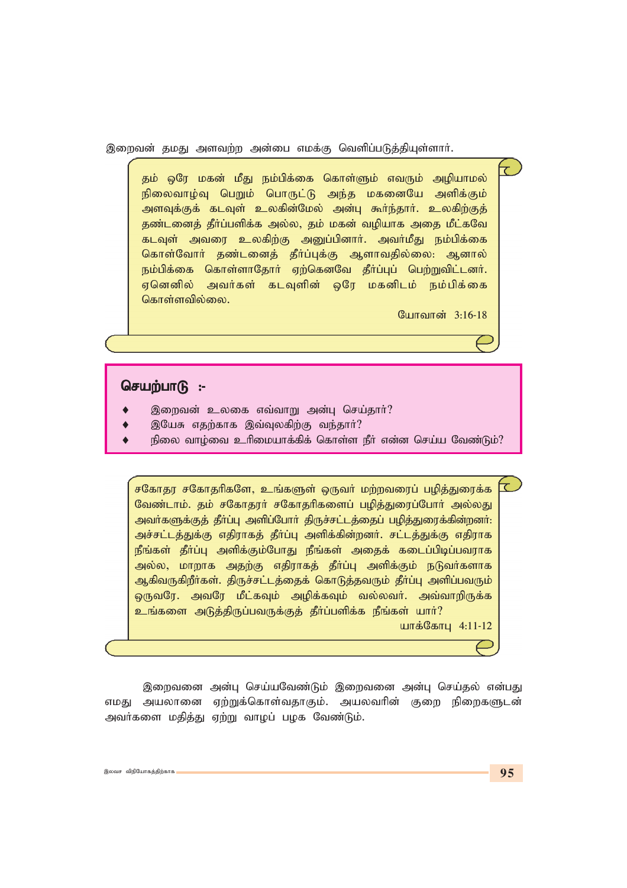இறைவன் தமது அளவற்ற அன்பை எமக்கு வெளிப்படுத்தியுள்ளார்.

> தம் ஒரே மகன் மீது நம்பிக்கை கொள்ளும் எவரும் அழியாமல் நிலைவாழ்வு பெறும் பொருட்டு அந்த மகனையே அளிக்கும் அளவுக்குக் கடவுள் உலகின்மேல் அன்பு கூர்ந்தார். உலகிற்குத் தண்டனைத் தீர்ப்பளிக்க அல்ல, தம் மகன் வழியாக அதை மீட்கவே கடவுள் அவரை உலகிற்கு அனுப்பினார். அவர்மீது நம்பிக்கை கொள்வோர் தண்டனைத் தீர்ப்புக்கு ஆளாவதில்லை: ஆனால் நம்பிக்கை கொள்ளாதோர் ஏற்கெனவே தீர்ப்புப் பெற்றுவிட்டனர். ஏனெனில் அவர்கள் கடவுளின் ஒரே மகனிடம் நம்பிக்கை கொள்ளவில்லை.
>
> யோவான் 3:16-18

**செயற்பாடு :-**

- இறைவன் உலகை எவ்வாறு அன்பு செய்தார்?
- இயேசு எதற்காக இவ்வுலகிற்கு வந்தார்?
- நிலை வாழ்வை உரிமையாக்கிக் கொள்ள நீர் என்ன செய்ய வேண்டும்?

> சகோதர சகோதரிகளே, உங்களுள் ஒருவர் மற்றவரைப் பழித்துரைக்க வேண்டாம். தம் சகோதரர் சகோதரிகளைப் பழித்துரைப்போர் அல்லது அவர்களுக்குத் தீர்ப்பு அளிப்போர் திருச்சட்டத்தைப் பழித்துரைக்கின்றனர்: அச்சட்டத்துக்கு எதிராகத் தீர்ப்பு அளிக்கின்றனர். சட்டத்துக்கு எதிராக நீங்கள் தீர்ப்பு அளிக்கும்போது நீங்கள் அதைக் கடைப்பிடிப்பவராக அல்ல, மாறாக அதற்கு எதிராகத் தீர்ப்பு அளிக்கும் நடுவர்களாக ஆகிவருகிறீர்கள். திருச்சட்டத்தைக் கொடுத்தவரும் தீர்ப்பு அளிப்பவரும் ஒருவரே. அவரே மீட்கவும் அழிக்கவும் வல்லவர். அவ்வாறிருக்க உங்களை அடுத்திருப்பவருக்குத் தீர்ப்பளிக்க நீங்கள் யார்?
>
> யாக்கோபு 4:11-12

இறைவனை அன்பு செய்யவேண்டும் இறைவனை அன்பு செய்தல் என்பது எமது அயலானை ஏற்றுக்கொள்வதாகும். அயலவரின் குறை நிறைகளுடன் அவர்களை மதித்து ஏற்று வாழப் பழக வேண்டும்.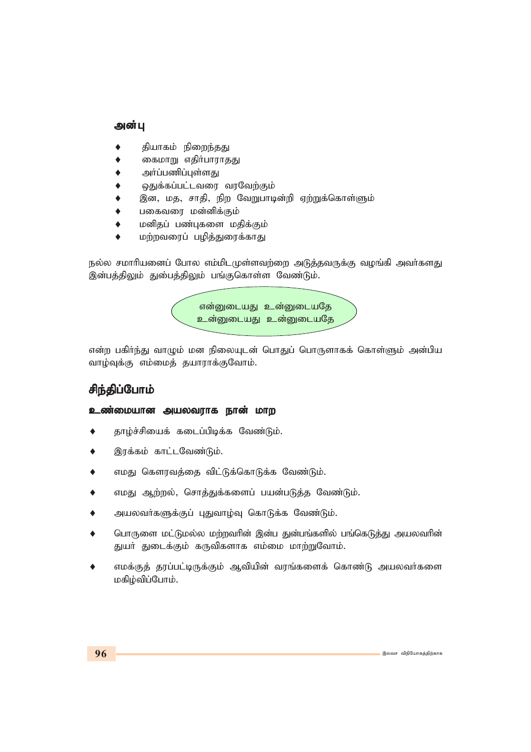### அன்பு

- தியாகம் நிறைந்தது
- கைமாறு எதிர்பாராதது
- அர்ப்பணிப்புள்ளது
- ஒதுக்கப்பட்டவரை வரவேற்கும்
- இன, மத, சாதி, நிற வேறுபாடின்றி ஏற்றுக்கொள்ளும்
- பகைவரை மன்னிக்கும்
- மனிதப் பண்புகளை மதிக்கும்
- மற்றவரைப் பழித்துரைக்காது

நல்ல சமாரியனைப் போல எம்மிடமுள்ளவற்றை அடுத்தவருக்கு வழங்கி அவர்களது இன்பத்திலும் துன்பத்திலும் பங்குகொள்ள வேண்டும்.

> என்னுடையது உன்னுடையதே
> உன்னுடையது உன்னுடையதே

என்ற பகிர்ந்து வாழும் மன நிலையுடன் பொதுப் பொருளாகக் கொள்ளும் அன்பிய வாழ்வுக்கு எம்மைத் தயாராக்குவோம்.

## சிந்திப்போம்

**உண்மையான அயலவராக நான் மாற**

- தாழ்ச்சியைக் கடைப்பிடிக்க வேண்டும்.
- இரக்கம் காட்டவேண்டும்.
- எமது கௌரவத்தை விட்டுக்கொடுக்க வேண்டும்.
- எமது ஆற்றல், சொத்துக்களைப் பயன்படுத்த வேண்டும்.
- அயலவர்களுக்குப் புதுவாழ்வு கொடுக்க வேண்டும்.
- பொருளை மட்டுமல்ல மற்றவரின் இன்ப துன்பங்களில் பங்கெடுத்து அயலவரின் துயர் துடைக்கும் கருவிகளாக எம்மை மாற்றுவோம்.
- எமக்குத் தரப்பட்டிருக்கும் ஆவியின் வரங்களைக் கொண்டு அயலவர்களை மகிழ்விப்போம்.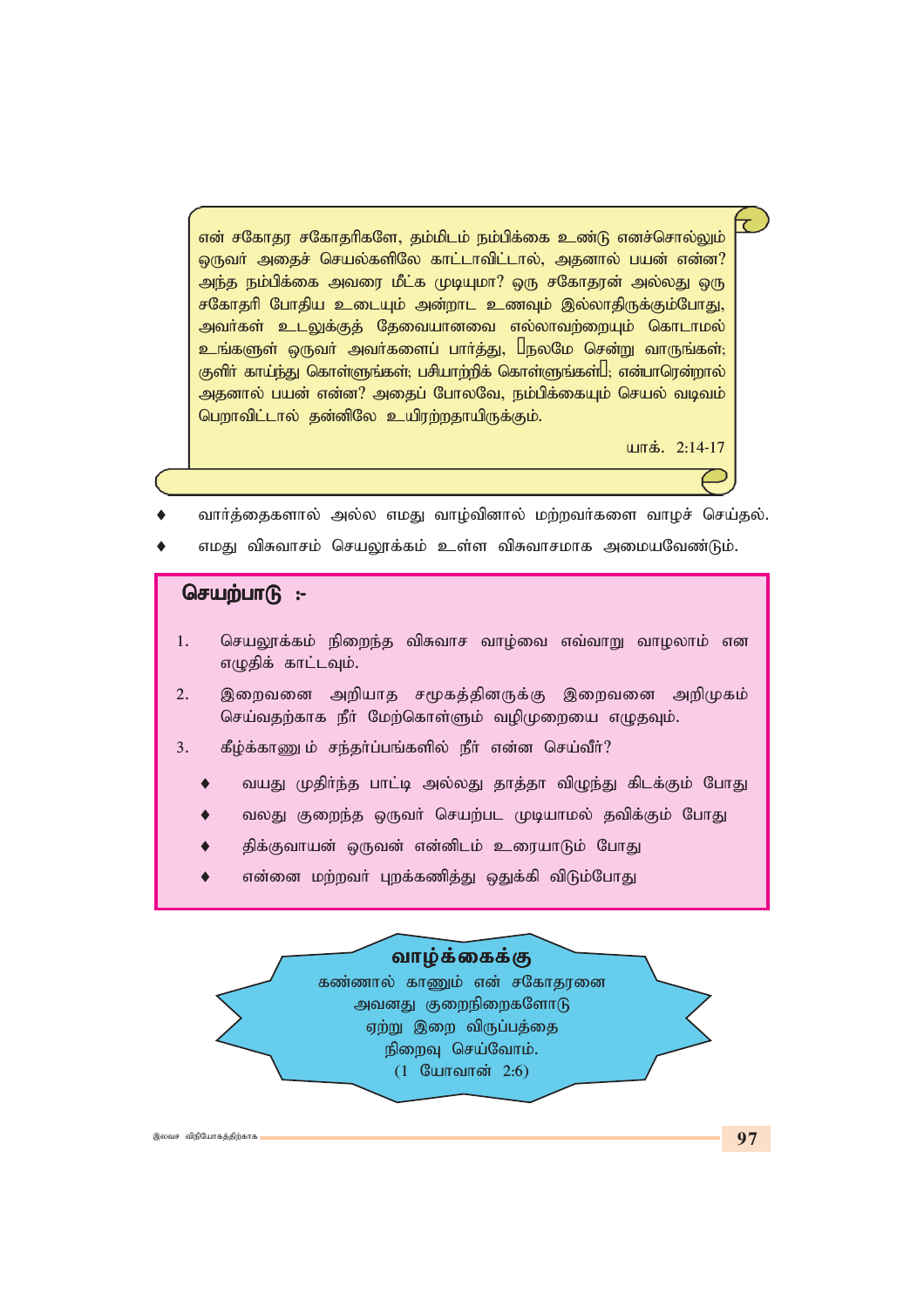என் சகோதர சகோதரிகளே, தம்மிடம் நம்பிக்கை உண்டு எனச்சொல்லும் ஒருவர் அதைச் செயல்களிலே காட்டாவிட்டால், அதனால் பயன் என்ன? அந்த நம்பிக்கை அவரை மீட்க முடியுமா? ஒரு சகோதரன் அல்லது ஒரு சகோதரி போதிய உடையும் அன்றாட உணவும் இல்லாதிருக்கும்போது, அவர்கள் உடலுக்குத் தேவையானவை எல்லாவற்றையும் கொடாமல் உங்களுள் ஒருவர் அவர்களைப் பார்த்து, "நலமே சென்று வாருங்கள்; குளிர் காய்ந்து கொள்ளுங்கள்; பசியாற்றிக் கொள்ளுங்கள்"; என்பாரென்றால் அதனால் பயன் என்ன? அதைப் போலவே, நம்பிக்கையும் செயல் வடிவம் பெறாவிட்டால் தன்னிலே உயிரற்றதாயிருக்கும்.

யாக். 2:14-17

- வார்த்தைகளால் அல்ல எமது வாழ்வினால் மற்றவர்களை வாழச் செய்தல்.
- எமது விசுவாசம் செயலூக்கம் உள்ள விசுவாசமாக அமையவேண்டும்.

## செயற்பாடு :-

1. செயலூக்கம் நிறைந்த விசுவாச வாழ்வை எவ்வாறு வாழலாம் என எழுதிக் காட்டவும்.
2. இறைவனை அறியாத சமூகத்தினருக்கு இறைவனை அறிமுகம் செய்வதற்காக நீர் மேற்கொள்ளும் வழிமுறையை எழுதவும்.
3. கீழ்க்காணு ம் சந்தர்ப்பங்களில் நீர் என்ன செய்வீர்?
   - வயது முதிர்ந்த பாட்டி அல்லது தாத்தா விழுந்து கிடக்கும் போது
   - வலது குறைந்த ஒருவர் செயற்பட முடியாமல் தவிக்கும் போது
   - திக்குவாயன் ஒருவன் என்னிடம் உரையாடும் போது
   - என்னை மற்றவர் புறக்கணித்து ஒதுக்கி விடும்போது

**வாழ்க்கைக்கு**

கண்ணால் காணும் என் சகோதரனை
அவனது குறைநிறைகளோடு
ஏற்று இறை விருப்பத்தை
நிறைவு செய்வோம்.
(1 யோவான் 2:6)